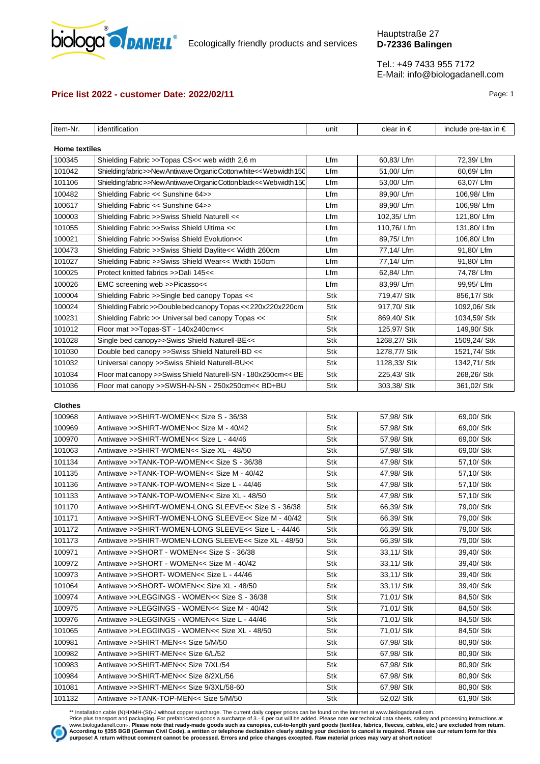biologa DANELL Ecologically friendly products and services

Hauptstraße 27
**D-72336 Balingen**

Tel.: +49 7433 955 7172
E-Mail: info@biologadanell.com

## Price list 2022 - customer Date: 2022/02/11

| item-Nr. | identification | unit | clear in € | include pre-tax in € |
|---|---|---|---|---|
| **Home textiles** | | | | |
| 100345 | Shielding Fabric >>Topas CS<< web width 2,6 m | Lfm | 60,83/ Lfm | 72,39/ Lfm |
| 101042 | Shielding fabric>>New Antiwave Organic Cotton white<< Web width 150 | Lfm | 51,00/ Lfm | 60,69/ Lfm |
| 101106 | Shielding fabric>>New Antiwave Organic Cotton black<< Web width 150 | Lfm | 53,00/ Lfm | 63,07/ Lfm |
| 100482 | Shielding Fabric << Sunshine 64>> | Lfm | 89,90/ Lfm | 106,98/ Lfm |
| 100617 | Shielding Fabric << Sunshine 64>> | Lfm | 89,90/ Lfm | 106,98/ Lfm |
| 100003 | Shielding Fabric >>Swiss Shield Naturell << | Lfm | 102,35/ Lfm | 121,80/ Lfm |
| 101055 | Shielding Fabric >>Swiss Shield Ultima << | Lfm | 110,76/ Lfm | 131,80/ Lfm |
| 100021 | Shielding Fabric >>Swiss Shield Evolution<< | Lfm | 89,75/ Lfm | 106,80/ Lfm |
| 100473 | Shielding Fabric >>Swiss Shield Daylite<< Width 260cm | Lfm | 77,14/ Lfm | 91,80/ Lfm |
| 101027 | Shielding Fabric >>Swiss Shield Wear<< Width 150cm | Lfm | 77,14/ Lfm | 91,80/ Lfm |
| 100025 | Protect knitted fabrics >>Dali 145<< | Lfm | 62,84/ Lfm | 74,78/ Lfm |
| 100026 | EMC screening web >>Picasso<< | Lfm | 83,99/ Lfm | 99,95/ Lfm |
| 100004 | Shielding Fabric >>Single bed canopy Topas << | Stk | 719,47/ Stk | 856,17/ Stk |
| 100024 | Shielding Fabric >>Double bed canopy Topas << 220x220x220cm | Stk | 917,70/ Stk | 1092,06/ Stk |
| 100231 | Shielding Fabric >> Universal bed canopy Topas << | Stk | 869,40/ Stk | 1034,59/ Stk |
| 101012 | Floor mat >>Topas-ST - 140x240cm<< | Stk | 125,97/ Stk | 149,90/ Stk |
| 101028 | Single bed canopy>>Swiss Shield Naturell-BE<< | Stk | 1268,27/ Stk | 1509,24/ Stk |
| 101030 | Double bed canopy >>Swiss Shield Naturell-BD << | Stk | 1278,77/ Stk | 1521,74/ Stk |
| 101032 | Universal canopy >>Swiss Shield Naturell-BU<< | Stk | 1128,33/ Stk | 1342,71/ Stk |
| 101034 | Floor mat canopy >>Swiss Shield Naturell-SN - 180x250cm<< BE | Stk | 225,43/ Stk | 268,26/ Stk |
| 101036 | Floor mat canopy >>SWSH-N-SN - 250x250cm<< BD+BU | Stk | 303,38/ Stk | 361,02/ Stk |
| **Clothes** | | | | |
| 100968 | Antiwave >>SHIRT-WOMEN<< Size S - 36/38 | Stk | 57,98/ Stk | 69,00/ Stk |
| 100969 | Antiwave >>SHIRT-WOMEN<< Size M - 40/42 | Stk | 57,98/ Stk | 69,00/ Stk |
| 100970 | Antiwave >>SHIRT-WOMEN<< Size L - 44/46 | Stk | 57,98/ Stk | 69,00/ Stk |
| 101063 | Antiwave >>SHIRT-WOMEN<< Size XL - 48/50 | Stk | 57,98/ Stk | 69,00/ Stk |
| 101134 | Antiwave >>TANK-TOP-WOMEN<< Size S - 36/38 | Stk | 47,98/ Stk | 57,10/ Stk |
| 101135 | Antiwave >>TANK-TOP-WOMEN<< Size M - 40/42 | Stk | 47,98/ Stk | 57,10/ Stk |
| 101136 | Antiwave >>TANK-TOP-WOMEN<< Size L - 44/46 | Stk | 47,98/ Stk | 57,10/ Stk |
| 101133 | Antiwave >>TANK-TOP-WOMEN<< Size XL - 48/50 | Stk | 47,98/ Stk | 57,10/ Stk |
| 101170 | Antiwave >>SHIRT-WOMEN-LONG SLEEVE<< Size S - 36/38 | Stk | 66,39/ Stk | 79,00/ Stk |
| 101171 | Antiwave >>SHIRT-WOMEN-LONG SLEEVE<< Size M - 40/42 | Stk | 66,39/ Stk | 79,00/ Stk |
| 101172 | Antiwave >>SHIRT-WOMEN-LONG SLEEVE<< Size L - 44/46 | Stk | 66,39/ Stk | 79,00/ Stk |
| 101173 | Antiwave >>SHIRT-WOMEN-LONG SLEEVE<< Size XL - 48/50 | Stk | 66,39/ Stk | 79,00/ Stk |
| 100971 | Antiwave >>SHORT - WOMEN<< Size S - 36/38 | Stk | 33,11/ Stk | 39,40/ Stk |
| 100972 | Antiwave >>SHORT - WOMEN<< Size M - 40/42 | Stk | 33,11/ Stk | 39,40/ Stk |
| 100973 | Antiwave >>SHORT- WOMEN<< Size L - 44/46 | Stk | 33,11/ Stk | 39,40/ Stk |
| 101064 | Antiwave >>SHORT- WOMEN<< Size XL - 48/50 | Stk | 33,11/ Stk | 39,40/ Stk |
| 100974 | Antiwave >>LEGGINGS - WOMEN<< Size S - 36/38 | Stk | 71,01/ Stk | 84,50/ Stk |
| 100975 | Antiwave >>LEGGINGS - WOMEN<< Size M - 40/42 | Stk | 71,01/ Stk | 84,50/ Stk |
| 100976 | Antiwave >>LEGGINGS - WOMEN<< Size L - 44/46 | Stk | 71,01/ Stk | 84,50/ Stk |
| 101065 | Antiwave >>LEGGINGS - WOMEN<< Size XL - 48/50 | Stk | 71,01/ Stk | 84,50/ Stk |
| 100981 | Antiwave >>SHIRT-MEN<< Size 5/M/50 | Stk | 67,98/ Stk | 80,90/ Stk |
| 100982 | Antiwave >>SHIRT-MEN<< Size 6/L/52 | Stk | 67,98/ Stk | 80,90/ Stk |
| 100983 | Antiwave >>SHIRT-MEN<< Size 7/XL/54 | Stk | 67,98/ Stk | 80,90/ Stk |
| 100984 | Antiwave >>SHIRT-MEN<< Size 8/2XL/56 | Stk | 67,98/ Stk | 80,90/ Stk |
| 101081 | Antiwave >>SHIRT-MEN<< Size 9/3XL/58-60 | Stk | 67,98/ Stk | 80,90/ Stk |
| 101132 | Antiwave >>TANK-TOP-MEN<< Size 5/M/50 | Stk | 52,02/ Stk | 61,90/ Stk |

** Installation cable (N)HXMH-(St)-J without copper surcharge. The current daily copper prices can be found on the Internet at www.biologadanell.com.
Price plus transport and packaging. For prefabricated goods a surcharge of 3.- € per cut will be added. Please note our technical data sheets, safety and processing instructions at www.biologadanell.com-. **Please note that ready-made goods such as canopies, cut-to-length yard goods (textiles, fabrics, fleeces, cables, etc.) are excluded from return. According to §355 BGB (German Civil Code), a written or telephone declaration clearly stating your decision to cancel is required. Please use our return form for this purpose! A return without comment cannot be processed. Errors and price changes excepted. Raw material prices may vary at short notice!**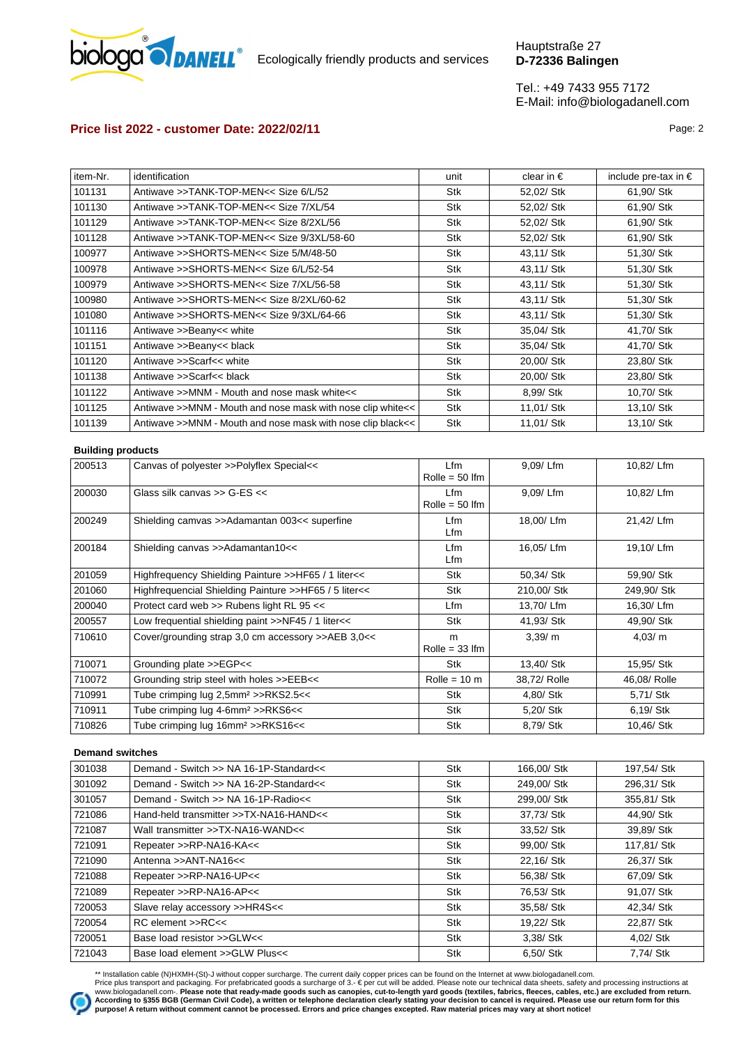Ecologically friendly products and services

Hauptstraße 27
**D-72336 Balingen**

Tel.: +49 7433 955 7172
E-Mail: info@biologadanell.com

## Price list 2022 - customer Date: 2022/02/11

| item-Nr. | identification | unit | clear in € | include pre-tax in € |
|---|---|---|---|---|
| 101131 | Antiwave >>TANK-TOP-MEN<< Size 6/L/52 | Stk | 52,02/ Stk | 61,90/ Stk |
| 101130 | Antiwave >>TANK-TOP-MEN<< Size 7/XL/54 | Stk | 52,02/ Stk | 61,90/ Stk |
| 101129 | Antiwave >>TANK-TOP-MEN<< Size 8/2XL/56 | Stk | 52,02/ Stk | 61,90/ Stk |
| 101128 | Antiwave >>TANK-TOP-MEN<< Size 9/3XL/58-60 | Stk | 52,02/ Stk | 61,90/ Stk |
| 100977 | Antiwave >>SHORTS-MEN<< Size 5/M/48-50 | Stk | 43,11/ Stk | 51,30/ Stk |
| 100978 | Antiwave >>SHORTS-MEN<< Size 6/L/52-54 | Stk | 43,11/ Stk | 51,30/ Stk |
| 100979 | Antiwave >>SHORTS-MEN<< Size 7/XL/56-58 | Stk | 43,11/ Stk | 51,30/ Stk |
| 100980 | Antiwave >>SHORTS-MEN<< Size 8/2XL/60-62 | Stk | 43,11/ Stk | 51,30/ Stk |
| 101080 | Antiwave >>SHORTS-MEN<< Size 9/3XL/64-66 | Stk | 43,11/ Stk | 51,30/ Stk |
| 101116 | Antiwave >>Beany<< white | Stk | 35,04/ Stk | 41,70/ Stk |
| 101151 | Antiwave >>Beany<< black | Stk | 35,04/ Stk | 41,70/ Stk |
| 101120 | Antiwave >>Scarf<< white | Stk | 20,00/ Stk | 23,80/ Stk |
| 101138 | Antiwave >>Scarf<< black | Stk | 20,00/ Stk | 23,80/ Stk |
| 101122 | Antiwave >>MNM - Mouth and nose mask white<< | Stk | 8,99/ Stk | 10,70/ Stk |
| 101125 | Antiwave >>MNM - Mouth and nose mask with nose clip white<< | Stk | 11,01/ Stk | 13,10/ Stk |
| 101139 | Antiwave >>MNM - Mouth and nose mask with nose clip black<< | Stk | 11,01/ Stk | 13,10/ Stk |

**Building products**

| item-Nr. | identification | unit | clear in € | include pre-tax in € |
|---|---|---|---|---|
| 200513 | Canvas of polyester >>Polyflex Special<< | Lfm Rolle = 50 lfm | 9,09/ Lfm | 10,82/ Lfm |
| 200030 | Glass silk canvas >> G-ES << | Lfm Rolle = 50 lfm | 9,09/ Lfm | 10,82/ Lfm |
| 200249 | Shielding camvas >>Adamantan 003<< superfine | Lfm Lfm | 18,00/ Lfm | 21,42/ Lfm |
| 200184 | Shielding canvas >>Adamantan10<< | Lfm Lfm | 16,05/ Lfm | 19,10/ Lfm |
| 201059 | Highfrequency Shielding Painture >>HF65 / 1 liter<< | Stk | 50,34/ Stk | 59,90/ Stk |
| 201060 | Highfrequencial Shielding Painture >>HF65 / 5 liter<< | Stk | 210,00/ Stk | 249,90/ Stk |
| 200040 | Protect card web >> Rubens light RL 95 << | Lfm | 13,70/ Lfm | 16,30/ Lfm |
| 200557 | Low frequential shielding paint >>NF45 / 1 liter<< | Stk | 41,93/ Stk | 49,90/ Stk |
| 710610 | Cover/grounding strap 3,0 cm accessory >>AEB 3,0<< | m Rolle = 33 lfm | 3,39/ m | 4,03/ m |
| 710071 | Grounding plate >>EGP<< | Stk | 13,40/ Stk | 15,95/ Stk |
| 710072 | Grounding strip steel with holes >>EEB<< | Rolle = 10 m | 38,72/ Rolle | 46,08/ Rolle |
| 710991 | Tube crimping lug 2,5mm² >>RKS2.5<< | Stk | 4,80/ Stk | 5,71/ Stk |
| 710911 | Tube crimping lug 4-6mm² >>RKS6<< | Stk | 5,20/ Stk | 6,19/ Stk |
| 710826 | Tube crimping lug 16mm² >>RKS16<< | Stk | 8,79/ Stk | 10,46/ Stk |

**Demand switches**

| item-Nr. | identification | unit | clear in € | include pre-tax in € |
|---|---|---|---|---|
| 301038 | Demand - Switch >> NA 16-1P-Standard<< | Stk | 166,00/ Stk | 197,54/ Stk |
| 301092 | Demand - Switch >> NA 16-2P-Standard<< | Stk | 249,00/ Stk | 296,31/ Stk |
| 301057 | Demand - Switch >> NA 16-1P-Radio<< | Stk | 299,00/ Stk | 355,81/ Stk |
| 721086 | Hand-held transmitter >>TX-NA16-HAND<< | Stk | 37,73/ Stk | 44,90/ Stk |
| 721087 | Wall transmitter >>TX-NA16-WAND<< | Stk | 33,52/ Stk | 39,89/ Stk |
| 721091 | Repeater >>RP-NA16-KA<< | Stk | 99,00/ Stk | 117,81/ Stk |
| 721090 | Antenna >>ANT-NA16<< | Stk | 22,16/ Stk | 26,37/ Stk |
| 721088 | Repeater >>RP-NA16-UP<< | Stk | 56,38/ Stk | 67,09/ Stk |
| 721089 | Repeater >>RP-NA16-AP<< | Stk | 76,53/ Stk | 91,07/ Stk |
| 720053 | Slave relay accessory >>HR4S<< | Stk | 35,58/ Stk | 42,34/ Stk |
| 720054 | RC element >>RC<< | Stk | 19,22/ Stk | 22,87/ Stk |
| 720051 | Base load resistor >>GLW<< | Stk | 3,38/ Stk | 4,02/ Stk |
| 721043 | Base load element >>GLW Plus<< | Stk | 6,50/ Stk | 7,74/ Stk |

** Installation cable (N)HXMH-(St)-J without copper surcharge. The current daily copper prices can be found on the Internet at www.biologadanell.com.
Price plus transport and packaging. For prefabricated goods a surcharge of 3.- € per cut will be added. Please note our technical data sheets, safety and processing instructions at www.biologadanell.com-. **Please note that ready-made goods such as canopies, cut-to-length yard goods (textiles, fabrics, fleeces, cables, etc.) are excluded from return. According to §355 BGB (German Civil Code), a written or telephone declaration clearly stating your decision to cancel is required. Please use our return form for this purpose! A return without comment cannot be processed. Errors and price changes excepted. Raw material prices may vary at short notice!**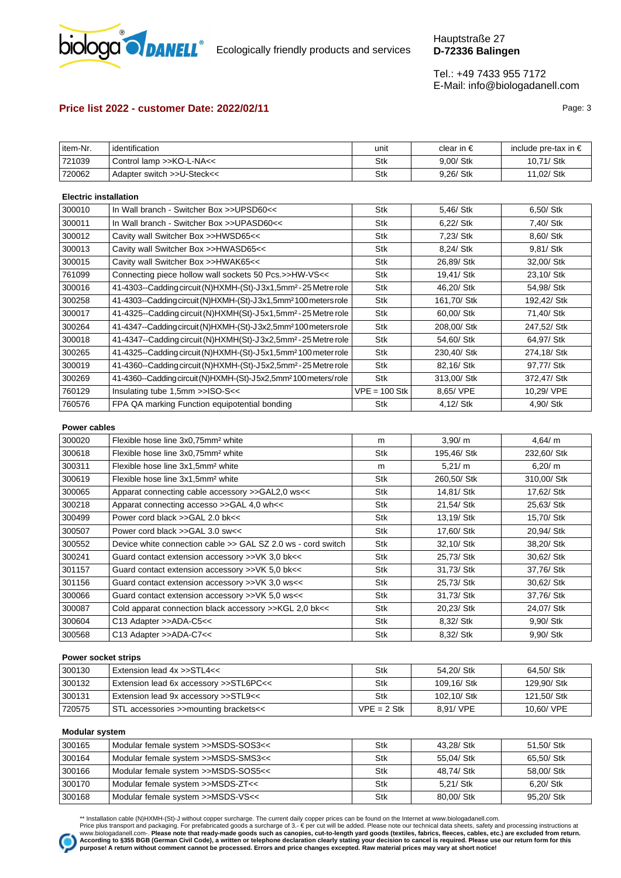biologa DANELL® Ecologically friendly products and services

Hauptstraße 27
**D-72336 Balingen**

Tel.: +49 7433 955 7172
E-Mail: info@biologadanell.com

## Price list 2022 - customer Date: 2022/02/11

| item-Nr. | identification | unit | clear in € | include pre-tax in € |
|---|---|---|---|---|
| 721039 | Control lamp >>KO-L-NA<< | Stk | 9,00/ Stk | 10,71/ Stk |
| 720062 | Adapter switch >>U-Steck<< | Stk | 9,26/ Stk | 11,02/ Stk |

**Electric installation**

| item-Nr. | identification | unit | clear in € | include pre-tax in € |
|---|---|---|---|---|
| 300010 | In Wall branch - Switcher Box >>UPSD60<< | Stk | 5,46/ Stk | 6,50/ Stk |
| 300011 | In Wall branch - Switcher Box >>UPASD60<< | Stk | 6,22/ Stk | 7,40/ Stk |
| 300012 | Cavity wall Switcher Box >>HWSD65<< | Stk | 7,23/ Stk | 8,60/ Stk |
| 300013 | Cavity wall Switcher Box >>HWASD65<< | Stk | 8,24/ Stk | 9,81/ Stk |
| 300015 | Cavity wall Switcher Box >>HWAK65<< | Stk | 26,89/ Stk | 32,00/ Stk |
| 761099 | Connecting piece hollow wall sockets 50 Pcs.>>HW-VS<< | Stk | 19,41/ Stk | 23,10/ Stk |
| 300016 | 41-4303--Cadding circuit (N)HXMH-(St)-J 3x1,5mm² - 25 Metre role | Stk | 46,20/ Stk | 54,98/ Stk |
| 300258 | 41-4303--Cadding circuit (N)HXMH-(St)-J 3x1,5mm² 100 meters role | Stk | 161,70/ Stk | 192,42/ Stk |
| 300017 | 41-4325--Cadding circuit (N)HXMH(St)-J 5x1,5mm² - 25 Metre role | Stk | 60,00/ Stk | 71,40/ Stk |
| 300264 | 41-4347--Cadding circuit (N)HXMH(St)-J 3x2,5mm² 100 meters role | Stk | 208,00/ Stk | 247,52/ Stk |
| 300018 | 41-4347--Cadding circuit (N)HXMH(St)-J 3x2,5mm² - 25 Metre role | Stk | 54,60/ Stk | 64,97/ Stk |
| 300265 | 41-4325--Cadding circuit (N)HXMH-(St)-J 5x1,5mm² 100 meter role | Stk | 230,40/ Stk | 274,18/ Stk |
| 300019 | 41-4360--Cadding circuit (N)HXMH-(St)-J 5x2,5mm² - 25 Metre role | Stk | 82,16/ Stk | 97,77/ Stk |
| 300269 | 41-4360--Cadding circuit (N)HXMH-(St)-J 5x2,5mm² 100 meters/ role | Stk | 313,00/ Stk | 372,47/ Stk |
| 760129 | Insulating tube 1,5mm >>ISO-S<< | VPE = 100 Stk | 8,65/ VPE | 10,29/ VPE |
| 760576 | FPA QA marking Function equipotential bonding | Stk | 4,12/ Stk | 4,90/ Stk |

**Power cables**

| item-Nr. | identification | unit | clear in € | include pre-tax in € |
|---|---|---|---|---|
| 300020 | Flexible hose line 3x0,75mm² white | m | 3,90/ m | 4,64/ m |
| 300618 | Flexible hose line 3x0,75mm² white | Stk | 195,46/ Stk | 232,60/ Stk |
| 300311 | Flexible hose line 3x1,5mm² white | m | 5,21/ m | 6,20/ m |
| 300619 | Flexible hose line 3x1,5mm² white | Stk | 260,50/ Stk | 310,00/ Stk |
| 300065 | Apparat connecting cable accessory >>GAL2,0 ws<< | Stk | 14,81/ Stk | 17,62/ Stk |
| 300218 | Apparat connecting accesso >>GAL 4,0 wh<< | Stk | 21,54/ Stk | 25,63/ Stk |
| 300499 | Power cord black >>GAL 2.0 bk<< | Stk | 13,19/ Stk | 15,70/ Stk |
| 300507 | Power cord black >>GAL 3.0 sw<< | Stk | 17,60/ Stk | 20,94/ Stk |
| 300552 | Device white connection cable >> GAL SZ 2.0 ws - cord switch | Stk | 32,10/ Stk | 38,20/ Stk |
| 300241 | Guard contact extension accessory >>VK 3,0 bk<< | Stk | 25,73/ Stk | 30,62/ Stk |
| 301157 | Guard contact extension accessory >>VK 5,0 bk<< | Stk | 31,73/ Stk | 37,76/ Stk |
| 301156 | Guard contact extension accessory >>VK 3,0 ws<< | Stk | 25,73/ Stk | 30,62/ Stk |
| 300066 | Guard contact extension accessory >>VK 5,0 ws<< | Stk | 31,73/ Stk | 37,76/ Stk |
| 300087 | Cold apparat connection black accessory >>KGL 2,0 bk<< | Stk | 20,23/ Stk | 24,07/ Stk |
| 300604 | C13 Adapter >>ADA-C5<< | Stk | 8,32/ Stk | 9,90/ Stk |
| 300568 | C13 Adapter >>ADA-C7<< | Stk | 8,32/ Stk | 9,90/ Stk |

**Power socket strips**

| item-Nr. | identification | unit | clear in € | include pre-tax in € |
|---|---|---|---|---|
| 300130 | Extension lead 4x >>STL4<< | Stk | 54,20/ Stk | 64,50/ Stk |
| 300132 | Extension lead 6x accessory >>STL6PC<< | Stk | 109,16/ Stk | 129,90/ Stk |
| 300131 | Extension lead 9x accessory >>STL9<< | Stk | 102,10/ Stk | 121,50/ Stk |
| 720575 | STL accessories >>mounting brackets<< | VPE = 2 Stk | 8,91/ VPE | 10,60/ VPE |

**Modular system**

| item-Nr. | identification | unit | clear in € | include pre-tax in € |
|---|---|---|---|---|
| 300165 | Modular female system >>MSDS-SOS3<< | Stk | 43,28/ Stk | 51,50/ Stk |
| 300164 | Modular female system >>MSDS-SMS3<< | Stk | 55,04/ Stk | 65,50/ Stk |
| 300166 | Modular female system >>MSDS-SOS5<< | Stk | 48,74/ Stk | 58,00/ Stk |
| 300170 | Modular female system >>MSDS-ZT<< | Stk | 5,21/ Stk | 6,20/ Stk |
| 300168 | Modular female system >>MSDS-VS<< | Stk | 80,00/ Stk | 95,20/ Stk |

** Installation cable (N)HXMH-(St)-J without copper surcharge. The current daily copper prices can be found on the Internet at www.biologadanell.com.
Price plus transport and packaging. For prefabricated goods a surcharge of 3.- € per cut will be added. Please note our technical data sheets, safety and processing instructions at www.biologadanell.com-. **Please note that ready-made goods such as canopies, cut-to-length yard goods (textiles, fabrics, fleeces, cables, etc.) are excluded from return. According to §355 BGB (German Civil Code), a written or telephone declaration clearly stating your decision to cancel is required. Please use our return form for this purpose! A return without comment cannot be processed. Errors and price changes excepted. Raw material prices may vary at short notice!**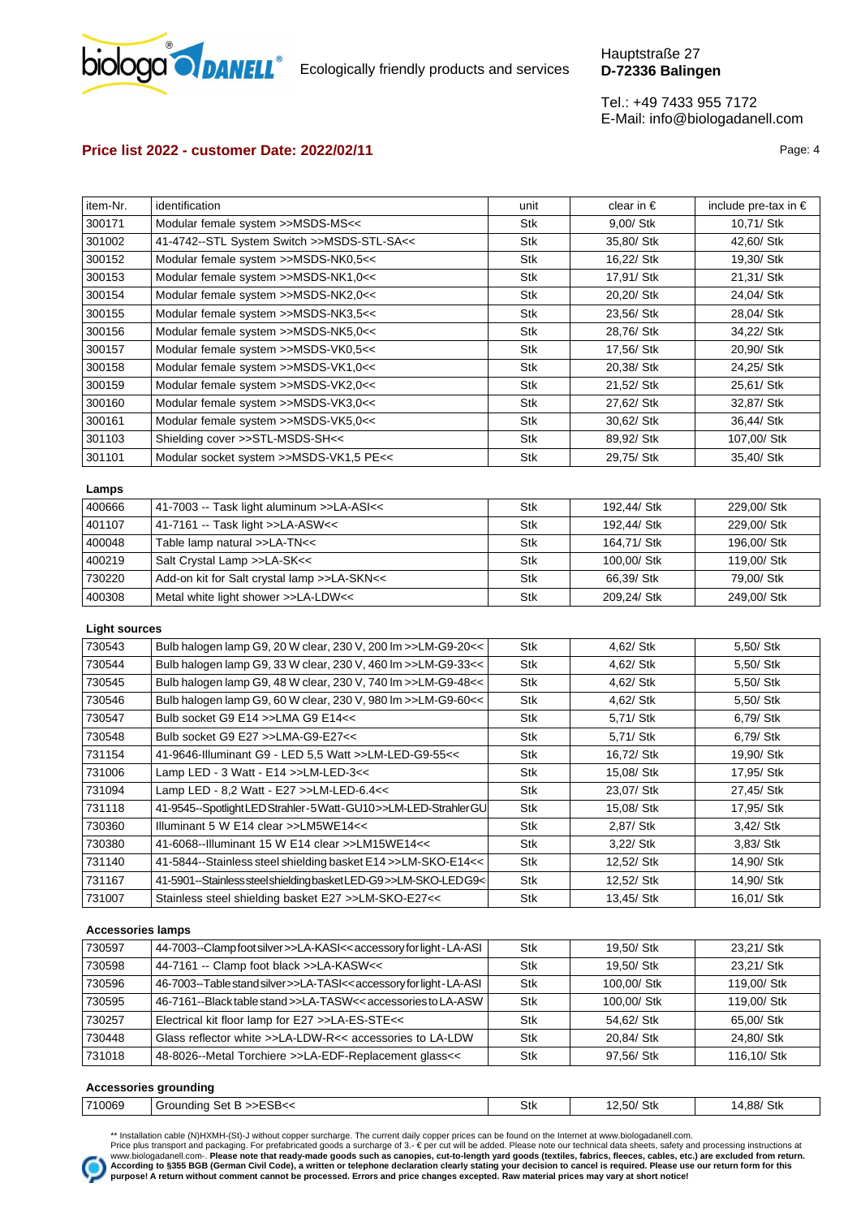biologa DANELL® Ecologically friendly products and services

Hauptstraße 27
**D-72336 Balingen**

Tel.: +49 7433 955 7172
E-Mail: info@biologadanell.com

## Price list 2022 - customer Date: 2022/02/11

| item-Nr. | identification | unit | clear in € | include pre-tax in € |
|---|---|---|---|---|
| 300171 | Modular female system >>MSDS-MS<< | Stk | 9,00/ Stk | 10,71/ Stk |
| 301002 | 41-4742--STL System Switch >>MSDS-STL-SA<< | Stk | 35,80/ Stk | 42,60/ Stk |
| 300152 | Modular female system >>MSDS-NK0,5<< | Stk | 16,22/ Stk | 19,30/ Stk |
| 300153 | Modular female system >>MSDS-NK1,0<< | Stk | 17,91/ Stk | 21,31/ Stk |
| 300154 | Modular female system >>MSDS-NK2,0<< | Stk | 20,20/ Stk | 24,04/ Stk |
| 300155 | Modular female system >>MSDS-NK3,5<< | Stk | 23,56/ Stk | 28,04/ Stk |
| 300156 | Modular female system >>MSDS-NK5,0<< | Stk | 28,76/ Stk | 34,22/ Stk |
| 300157 | Modular female system >>MSDS-VK0,5<< | Stk | 17,56/ Stk | 20,90/ Stk |
| 300158 | Modular female system >>MSDS-VK1,0<< | Stk | 20,38/ Stk | 24,25/ Stk |
| 300159 | Modular female system >>MSDS-VK2,0<< | Stk | 21,52/ Stk | 25,61/ Stk |
| 300160 | Modular female system >>MSDS-VK3,0<< | Stk | 27,62/ Stk | 32,87/ Stk |
| 300161 | Modular female system >>MSDS-VK5,0<< | Stk | 30,62/ Stk | 36,44/ Stk |
| 301103 | Shielding cover >>STL-MSDS-SH<< | Stk | 89,92/ Stk | 107,00/ Stk |
| 301101 | Modular socket system >>MSDS-VK1,5 PE<< | Stk | 29,75/ Stk | 35,40/ Stk |

**Lamps**

| item-Nr. | identification | unit | clear in € | include pre-tax in € |
|---|---|---|---|---|
| 400666 | 41-7003 -- Task light aluminum >>LA-ASI<< | Stk | 192,44/ Stk | 229,00/ Stk |
| 401107 | 41-7161 -- Task light >>LA-ASW<< | Stk | 192,44/ Stk | 229,00/ Stk |
| 400048 | Table lamp natural >>LA-TN<< | Stk | 164,71/ Stk | 196,00/ Stk |
| 400219 | Salt Crystal Lamp >>LA-SK<< | Stk | 100,00/ Stk | 119,00/ Stk |
| 730220 | Add-on kit for Salt crystal lamp >>LA-SKN<< | Stk | 66,39/ Stk | 79,00/ Stk |
| 400308 | Metal white light shower >>LA-LDW<< | Stk | 209,24/ Stk | 249,00/ Stk |

**Light sources**

| item-Nr. | identification | unit | clear in € | include pre-tax in € |
|---|---|---|---|---|
| 730543 | Bulb halogen lamp G9, 20 W clear, 230 V, 200 lm >>LM-G9-20<< | Stk | 4,62/ Stk | 5,50/ Stk |
| 730544 | Bulb halogen lamp G9, 33 W clear, 230 V, 460 lm >>LM-G9-33<< | Stk | 4,62/ Stk | 5,50/ Stk |
| 730545 | Bulb halogen lamp G9, 48 W clear, 230 V, 740 lm >>LM-G9-48<< | Stk | 4,62/ Stk | 5,50/ Stk |
| 730546 | Bulb halogen lamp G9, 60 W clear, 230 V, 980 lm >>LM-G9-60<< | Stk | 4,62/ Stk | 5,50/ Stk |
| 730547 | Bulb socket G9 E14 >>LMA G9 E14<< | Stk | 5,71/ Stk | 6,79/ Stk |
| 730548 | Bulb socket G9 E27 >>LMA-G9-E27<< | Stk | 5,71/ Stk | 6,79/ Stk |
| 731154 | 41-9646-Illuminant G9 - LED 5,5 Watt >>LM-LED-G9-55<< | Stk | 16,72/ Stk | 19,90/ Stk |
| 731006 | Lamp LED - 3 Watt - E14 >>LM-LED-3<< | Stk | 15,08/ Stk | 17,95/ Stk |
| 731094 | Lamp LED - 8,2 Watt - E27 >>LM-LED-6.4<< | Stk | 23,07/ Stk | 27,45/ Stk |
| 731118 | 41-9545--Spotlight LED Strahler - 5 Watt - GU10>>LM-LED-Strahler GU | Stk | 15,08/ Stk | 17,95/ Stk |
| 730360 | Illuminant 5 W E14 clear >>LM5WE14<< | Stk | 2,87/ Stk | 3,42/ Stk |
| 730380 | 41-6068--Illuminant 15 W E14 clear >>LM15WE14<< | Stk | 3,22/ Stk | 3,83/ Stk |
| 731140 | 41-5844--Stainless steel shielding basket E14 >>LM-SKO-E14<< | Stk | 12,52/ Stk | 14,90/ Stk |
| 731167 | 41-5901--Stainless steel shielding basket LED-G9 >>LM-SKO-LEDG9< | Stk | 12,52/ Stk | 14,90/ Stk |
| 731007 | Stainless steel shielding basket E27 >>LM-SKO-E27<< | Stk | 13,45/ Stk | 16,01/ Stk |

**Accessories lamps**

| item-Nr. | identification | unit | clear in € | include pre-tax in € |
|---|---|---|---|---|
| 730597 | 44-7003--Clamp foot silver >>LA-KASI<< accessory for light - LA-ASI | Stk | 19,50/ Stk | 23,21/ Stk |
| 730598 | 44-7161 -- Clamp foot black >>LA-KASW<< | Stk | 19,50/ Stk | 23,21/ Stk |
| 730596 | 46-7003--Table stand silver >>LA-TASI<< accessory for light - LA-ASI | Stk | 100,00/ Stk | 119,00/ Stk |
| 730595 | 46-7161--Black table stand >>LA-TASW<< accessories to LA-ASW | Stk | 100,00/ Stk | 119,00/ Stk |
| 730257 | Electrical kit floor lamp for E27 >>LA-ES-STE<< | Stk | 54,62/ Stk | 65,00/ Stk |
| 730448 | Glass reflector white >>LA-LDW-R<< accessories to LA-LDW | Stk | 20,84/ Stk | 24,80/ Stk |
| 731018 | 48-8026--Metal Torchiere >>LA-EDF-Replacement glass<< | Stk | 97,56/ Stk | 116,10/ Stk |

**Accessories grounding**

| item-Nr. | identification | unit | clear in € | include pre-tax in € |
|---|---|---|---|---|
| 710069 | Grounding Set B >>ESB<< | Stk | 12,50/ Stk | 14,88/ Stk |

** Installation cable (N)HXMH-(St)-J without copper surcharge. The current daily copper prices can be found on the Internet at www.biologadanell.com.
Price plus transport and packaging. For prefabricated goods a surcharge of 3.- € per cut will be added. Please note our technical data sheets, safety and processing instructions at www.biologadanell.com-. **Please note that ready-made goods such as canopies, cut-to-length yard goods (textiles, fabrics, fleeces, cables, etc.) are excluded from return. According to §355 BGB (German Civil Code), a written or telephone declaration clearly stating your decision to cancel is required. Please use our return form for this purpose! A return without comment cannot be processed. Errors and price changes excepted. Raw material prices may vary at short notice!**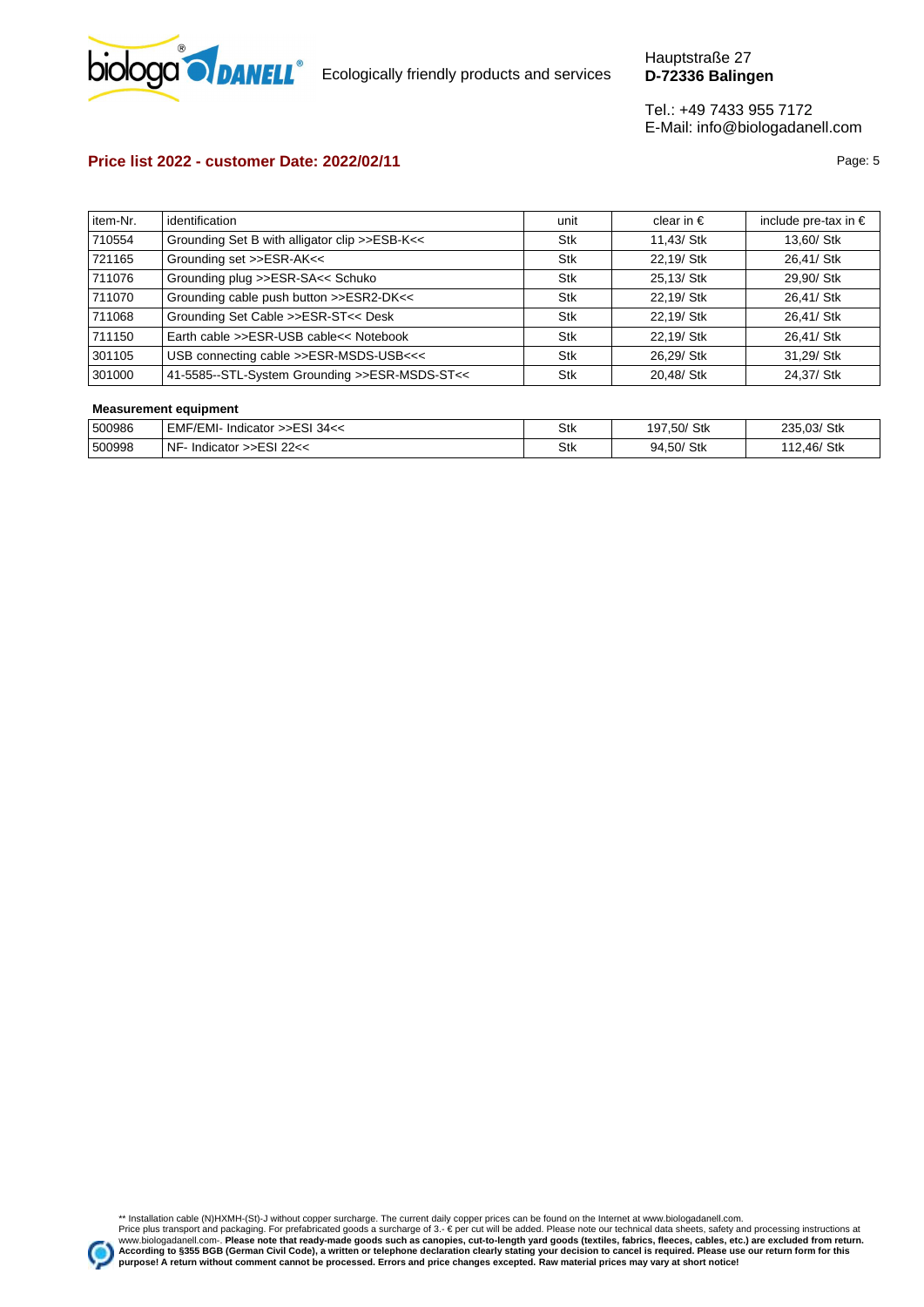biologa DANELL® Ecologically friendly products and services

Hauptstraße 27
**D-72336 Balingen**

Tel.: +49 7433 955 7172
E-Mail: info@biologadanell.com

## Price list 2022 - customer Date: 2022/02/11

| item-Nr. | identification | unit | clear in € | include pre-tax in € |
|---|---|---|---|---|
| 710554 | Grounding Set B with alligator clip >>ESB-K<< | Stk | 11,43/ Stk | 13,60/ Stk |
| 721165 | Grounding set >>ESR-AK<< | Stk | 22,19/ Stk | 26,41/ Stk |
| 711076 | Grounding plug >>ESR-SA<< Schuko | Stk | 25,13/ Stk | 29,90/ Stk |
| 711070 | Grounding cable push button >>ESR2-DK<< | Stk | 22,19/ Stk | 26,41/ Stk |
| 711068 | Grounding Set Cable >>ESR-ST<< Desk | Stk | 22,19/ Stk | 26,41/ Stk |
| 711150 | Earth cable >>ESR-USB cable<< Notebook | Stk | 22,19/ Stk | 26,41/ Stk |
| 301105 | USB connecting cable >>ESR-MSDS-USB<<< | Stk | 26,29/ Stk | 31,29/ Stk |
| 301000 | 41-5585--STL-System Grounding >>ESR-MSDS-ST<< | Stk | 20,48/ Stk | 24,37/ Stk |

**Measurement equipment**

| | | | | |
|---|---|---|---|---|
| 500986 | EMF/EMI- Indicator >>ESI 34<< | Stk | 197,50/ Stk | 235,03/ Stk |
| 500998 | NF- Indicator >>ESI 22<< | Stk | 94,50/ Stk | 112,46/ Stk |

** Installation cable (N)HXMH-(St)-J without copper surcharge. The current daily copper prices can be found on the Internet at www.biologadanell.com.
Price plus transport and packaging. For prefabricated goods a surcharge of 3.- € per cut will be added. Please note our technical data sheets, safety and processing instructions at www.biologadanell.com-. **Please note that ready-made goods such as canopies, cut-to-length yard goods (textiles, fabrics, fleeces, cables, etc.) are excluded from return. According to §355 BGB (German Civil Code), a written or telephone declaration clearly stating your decision to cancel is required. Please use our return form for this purpose! A return without comment cannot be processed. Errors and price changes excepted. Raw material prices may vary at short notice!**